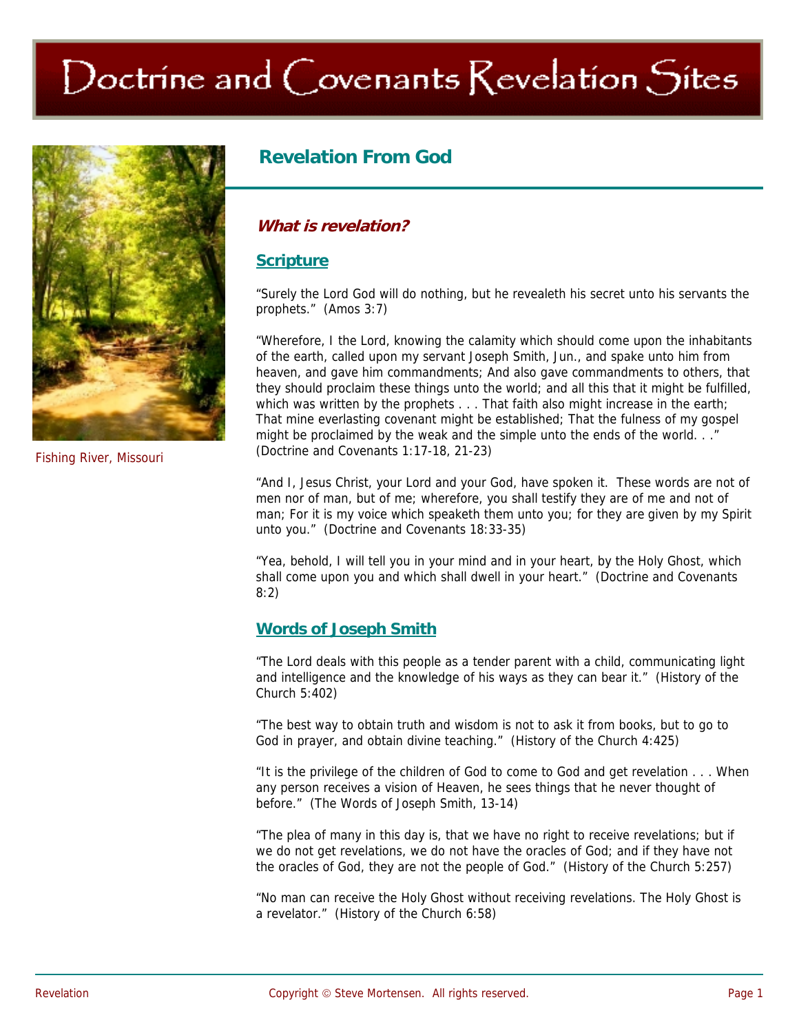# Doctrine and Covenants Revelation Sites

Fishing River, Missouri

## Revelation From God

### *What is revelation?*

#### Scripture

"Surely the Lord God will do nothing, but he revealeth his secret unto his servants the prophets." (Amos 3:7)

"Wherefore, I the Lord, knowing the calamity which should come upon the inhabitants of the earth, called upon my servant Joseph Smith, Jun., and spake unto him from heaven, and gave him commandments; And also gave commandments to others, that they should proclaim these things unto the world; and all this that it might be fulfilled, which was written by the prophets . . . That faith also might increase in the earth; That mine everlasting covenant might be established; That the fulness of my gospel might be proclaimed by the weak and the simple unto the ends of the world. . ." (Doctrine and Covenants 1:17-18, 21-23)

"And I, Jesus Christ, your Lord and your God, have spoken it. These words are not of men nor of man, but of me; wherefore, you shall testify they are of me and not of man; For it is my voice which speaketh them unto you; for they are given by my Spirit unto you." (Doctrine and Covenants 18:33-35)

"Yea, behold, I will tell you in your mind and in your heart, by the Holy Ghost, which shall come upon you and which shall dwell in your heart." (Doctrine and Covenants 8:2)

#### Words of Joseph Smith

"The Lord deals with this people as a tender parent with a child, communicating light and intelligence and the knowledge of his ways as they can bear it." (History of the Church 5:402)

"The best way to obtain truth and wisdom is not to ask it from books, but to go to God in prayer, and obtain divine teaching." (History of the Church 4:425)

"It is the privilege of the children of God to come to God and get revelation . . . When any person receives a vision of Heaven, he sees things that he never thought of before." (The Words of Joseph Smith, 13-14)

"The plea of many in this day is, that we have no right to receive revelations; but if we do not get revelations, we do not have the oracles of God; and if they have not the oracles of God, they are not the people of God." (History of the Church 5:257)

"No man can receive the Holy Ghost without receiving revelations. The Holy Ghost is a revelator." (History of the Church 6:58)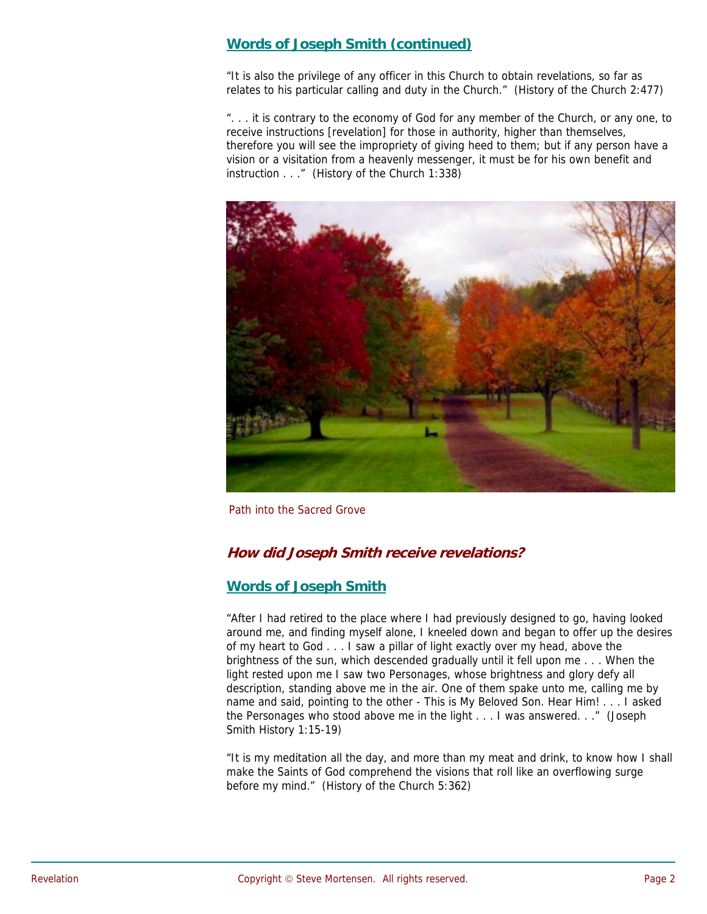## Words of Joseph Smith (continued)

“It is also the privilege of any officer in this Church to obtain revelations, so far as relates to his particular calling and duty in the Church.” (History of the Church 2:477)

“. . . it is contrary to the economy of God for any member of the Church, or any one, to receive instructions [revelation] for those in authority, higher than themselves, therefore you will see the impropriety of giving heed to them; but if any person have a vision or a visitation from a heavenly messenger, it must be for his own benefit and instruction . . .” (History of the Church 1:338)

Path into the Sacred Grove

### *How did Joseph Smith receive revelations?*

## Words of Joseph Smith

“After I had retired to the place where I had previously designed to go, having looked around me, and finding myself alone, I kneeled down and began to offer up the desires of my heart to God . . . I saw a pillar of light exactly over my head, above the brightness of the sun, which descended gradually until it fell upon me . . . When the light rested upon me I saw two Personages, whose brightness and glory defy all description, standing above me in the air. One of them spake unto me, calling me by name and said, pointing to the other - This is My Beloved Son. Hear Him! . . . I asked the Personages who stood above me in the light . . . I was answered. . .” (Joseph Smith History 1:15-19)

“It is my meditation all the day, and more than my meat and drink, to know how I shall make the Saints of God comprehend the visions that roll like an overflowing surge before my mind.” (History of the Church 5:362)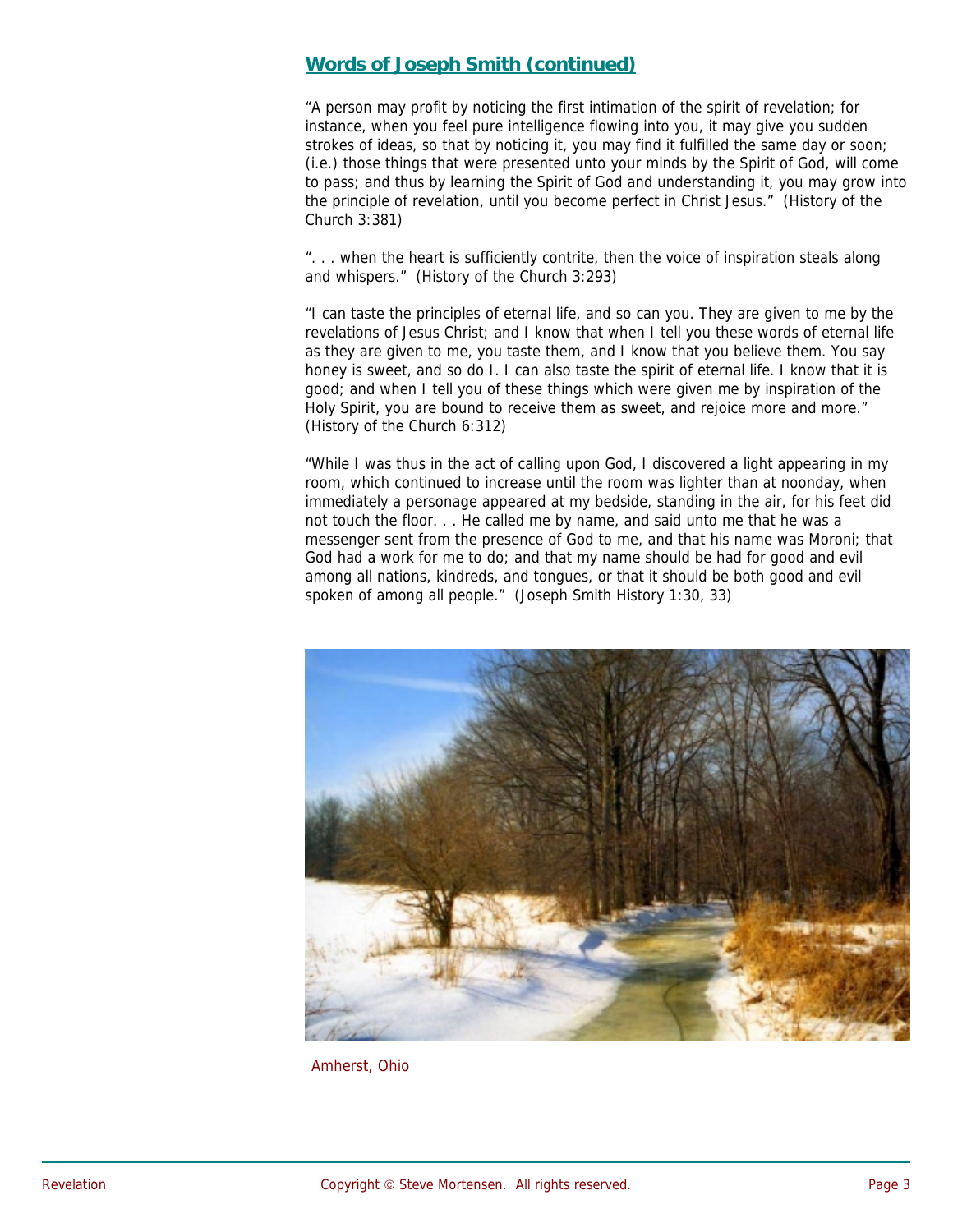## Words of Joseph Smith (continued)

"A person may profit by noticing the first intimation of the spirit of revelation; for instance, when you feel pure intelligence flowing into you, it may give you sudden strokes of ideas, so that by noticing it, you may find it fulfilled the same day or soon; (i.e.) those things that were presented unto your minds by the Spirit of God, will come to pass; and thus by learning the Spirit of God and understanding it, you may grow into the principle of revelation, until you become perfect in Christ Jesus." (History of the Church 3:381)

". . . when the heart is sufficiently contrite, then the voice of inspiration steals along and whispers." (History of the Church 3:293)

"I can taste the principles of eternal life, and so can you. They are given to me by the revelations of Jesus Christ; and I know that when I tell you these words of eternal life as they are given to me, you taste them, and I know that you believe them. You say honey is sweet, and so do I. I can also taste the spirit of eternal life. I know that it is good; and when I tell you of these things which were given me by inspiration of the Holy Spirit, you are bound to receive them as sweet, and rejoice more and more." (History of the Church 6:312)

"While I was thus in the act of calling upon God, I discovered a light appearing in my room, which continued to increase until the room was lighter than at noonday, when immediately a personage appeared at my bedside, standing in the air, for his feet did not touch the floor. . . He called me by name, and said unto me that he was a messenger sent from the presence of God to me, and that his name was Moroni; that God had a work for me to do; and that my name should be had for good and evil among all nations, kindreds, and tongues, or that it should be both good and evil spoken of among all people." (Joseph Smith History 1:30, 33)

Amherst, Ohio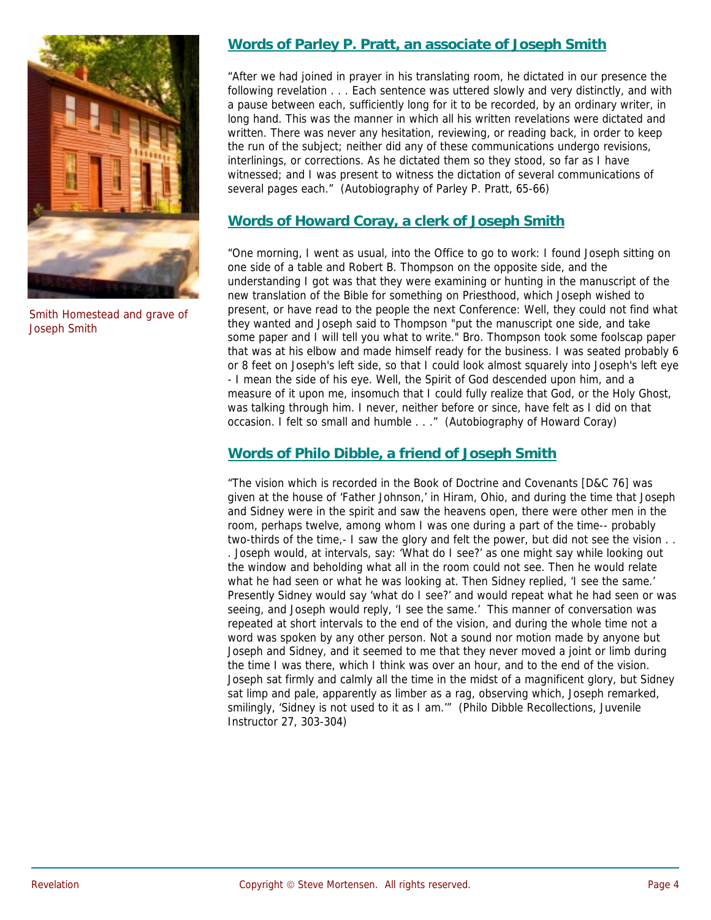Smith Homestead and grave of Joseph Smith

## Words of Parley P. Pratt, an associate of Joseph Smith

"After we had joined in prayer in his translating room, he dictated in our presence the following revelation . . . Each sentence was uttered slowly and very distinctly, and with a pause between each, sufficiently long for it to be recorded, by an ordinary writer, in long hand. This was the manner in which all his written revelations were dictated and written. There was never any hesitation, reviewing, or reading back, in order to keep the run of the subject; neither did any of these communications undergo revisions, interlinings, or corrections. As he dictated them so they stood, so far as I have witnessed; and I was present to witness the dictation of several communications of several pages each." (Autobiography of Parley P. Pratt, 65-66)

## Words of Howard Coray, a clerk of Joseph Smith

"One morning, I went as usual, into the Office to go to work: I found Joseph sitting on one side of a table and Robert B. Thompson on the opposite side, and the understanding I got was that they were examining or hunting in the manuscript of the new translation of the Bible for something on Priesthood, which Joseph wished to present, or have read to the people the next Conference: Well, they could not find what they wanted and Joseph said to Thompson "put the manuscript one side, and take some paper and I will tell you what to write." Bro. Thompson took some foolscap paper that was at his elbow and made himself ready for the business. I was seated probably 6 or 8 feet on Joseph's left side, so that I could look almost squarely into Joseph's left eye - I mean the side of his eye. Well, the Spirit of God descended upon him, and a measure of it upon me, insomuch that I could fully realize that God, or the Holy Ghost, was talking through him. I never, neither before or since, have felt as I did on that occasion. I felt so small and humble . . ." (Autobiography of Howard Coray)

## Words of Philo Dibble, a friend of Joseph Smith

"The vision which is recorded in the Book of Doctrine and Covenants [D&C 76] was given at the house of 'Father Johnson,' in Hiram, Ohio, and during the time that Joseph and Sidney were in the spirit and saw the heavens open, there were other men in the room, perhaps twelve, among whom I was one during a part of the time-- probably two-thirds of the time,- I saw the glory and felt the power, but did not see the vision . . . Joseph would, at intervals, say: 'What do I see?' as one might say while looking out the window and beholding what all in the room could not see. Then he would relate what he had seen or what he was looking at. Then Sidney replied, 'I see the same.' Presently Sidney would say 'what do I see?' and would repeat what he had seen or was seeing, and Joseph would reply, 'I see the same.' This manner of conversation was repeated at short intervals to the end of the vision, and during the whole time not a word was spoken by any other person. Not a sound nor motion made by anyone but Joseph and Sidney, and it seemed to me that they never moved a joint or limb during the time I was there, which I think was over an hour, and to the end of the vision. Joseph sat firmly and calmly all the time in the midst of a magnificent glory, but Sidney sat limp and pale, apparently as limber as a rag, observing which, Joseph remarked, smilingly, 'Sidney is not used to it as I am.'" (Philo Dibble Recollections, Juvenile Instructor 27, 303-304)